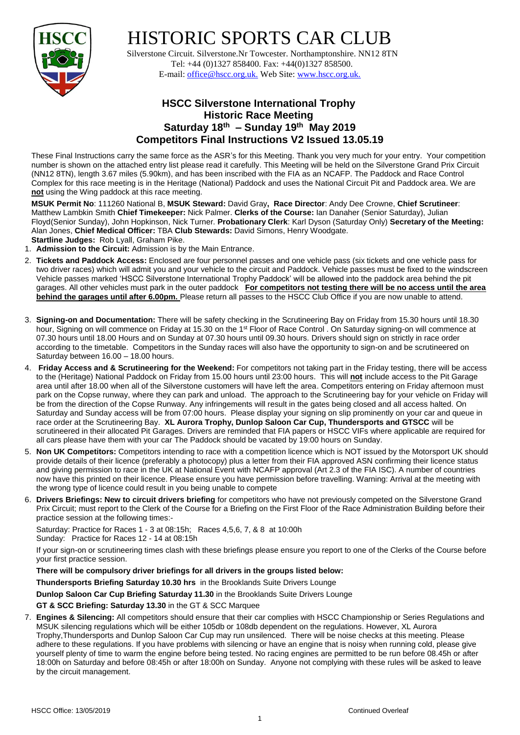# HISTORIC SPORTS CAR CLUB

Silverstone Circuit. Silverstone.Nr Towcester. Northamptonshire. NN12 8TN
Tel: +44 (0)1327 858400. Fax: +44(0)1327 858500.
E-mail: office@hscc.org.uk. Web Site: www.hscc.org.uk.

## HSCC Silverstone International Trophy
## Historic Race Meeting
## Saturday 18th – Sunday 19th May 2019
## Competitors Final Instructions V2 Issued 13.05.19

These Final Instructions carry the same force as the ASR's for this Meeting. Thank you very much for your entry. Your competition number is shown on the attached entry list please read it carefully. This Meeting will be held on the Silverstone Grand Prix Circuit (NN12 8TN), length 3.67 miles (5.90km), and has been inscribed with the FIA as an NCAFP. The Paddock and Race Control Complex for this race meeting is in the Heritage (National) Paddock and uses the National Circuit Pit and Paddock area. We are **not** using the Wing paddock at this race meeting.

**MSUK Permit No**: 111260 National B, **MSUK Steward:** David Gray**, Race Director**: Andy Dee Crowne, **Chief Scrutineer**: Matthew Lambkin Smith **Chief Timekeeper:** Nick Palmer. **Clerks of the Course:** Ian Danaher (Senior Saturday), Julian Floyd(Senior Sunday), John Hopkinson, Nick Turner. **Probationary Clerk**: Karl Dyson (Saturday Only) **Secretary of the Meeting:** Alan Jones, **Chief Medical Officer:** TBA **Club Stewards:** David Simons, Henry Woodgate.
**Startline Judges:** Rob Lyall, Graham Pike.

1. **Admission to the Circuit:** Admission is by the Main Entrance.
2. **Tickets and Paddock Access:** Enclosed are four personnel passes and one vehicle pass (six tickets and one vehicle pass for two driver races) which will admit you and your vehicle to the circuit and Paddock. Vehicle passes must be fixed to the windscreen Vehicle passes marked 'HSCC Silverstone International Trophy Paddock' will be allowed into the paddock area behind the pit garages. All other vehicles must park in the outer paddock **For competitors not testing there will be no access until the area behind the garages until after 6.00pm.** Please return all passes to the HSCC Club Office if you are now unable to attend.
3. **Signing-on and Documentation:** There will be safety checking in the Scrutineering Bay on Friday from 15.30 hours until 18.30 hour, Signing on will commence on Friday at 15.30 on the 1st Floor of Race Control . On Saturday signing-on will commence at 07.30 hours until 18.00 Hours and on Sunday at 07.30 hours until 09.30 hours. Drivers should sign on strictly in race order according to the timetable. Competitors in the Sunday races will also have the opportunity to sign-on and be scrutineered on Saturday between 16.00 – 18.00 hours.
4. **Friday Access and & Scrutineering for the Weekend:** For competitors not taking part in the Friday testing, there will be access to the (Heritage) National Paddock on Friday from 15.00 hours until 23:00 hours. This will **not** include access to the Pit Garage area until after 18.00 when all of the Silverstone customers will have left the area. Competitors entering on Friday afternoon must park on the Copse runway, where they can park and unload. The approach to the Scrutineering bay for your vehicle on Friday will be from the direction of the Copse Runway. Any infringements will result in the gates being closed and all access halted. On Saturday and Sunday access will be from 07:00 hours. Please display your signing on slip prominently on your car and queue in race order at the Scrutineering Bay. **XL Aurora Trophy, Dunlop Saloon Car Cup, Thundersports and GTSCC** will be scrutineered in their allocated Pit Garages. Drivers are reminded that FIA papers or HSCC VIFs where applicable are required for all cars please have them with your car The Paddock should be vacated by 19:00 hours on Sunday.
5. **Non UK Competitors:** Competitors intending to race with a competition licence which is NOT issued by the Motorsport UK should provide details of their licence (preferably a photocopy) plus a letter from their FIA approved ASN confirming their licence status and giving permission to race in the UK at National Event with NCAFP approval (Art 2.3 of the FIA ISC). A number of countries now have this printed on their licence. Please ensure you have permission before travelling. Warning: Arrival at the meeting with the wrong type of licence could result in you being unable to compete
6. **Drivers Briefings: New to circuit drivers briefing** for competitors who have not previously competed on the Silverstone Grand Prix Circuit; must report to the Clerk of the Course for a Briefing on the First Floor of the Race Administration Building before their practice session at the following times:-

   Saturday: Practice for Races 1 - 3 at 08:15h; Races 4,5,6, 7, & 8 at 10:00h
   Sunday: Practice for Races 12 - 14 at 08:15h

   If your sign-on or scrutineering times clash with these briefings please ensure you report to one of the Clerks of the Course before your first practice session.

   **There will be compulsory driver briefings for all drivers in the groups listed below:**

   **Thundersports Briefing Saturday 10.30 hrs** in the Brooklands Suite Drivers Lounge

   **Dunlop Saloon Car Cup Briefing Saturday 11.30** in the Brooklands Suite Drivers Lounge

   **GT & SCC Briefing: Saturday 13.30** in the GT & SCC Marquee
7. **Engines & Silencing:** All competitors should ensure that their car complies with HSCC Championship or Series Regulations and MSUK silencing regulations which will be either 105db or 108db dependent on the regulations. However, XL Aurora Trophy,Thundersports and Dunlop Saloon Car Cup may run unsilenced. There will be noise checks at this meeting. Please adhere to these regulations. If you have problems with silencing or have an engine that is noisy when running cold, please give yourself plenty of time to warm the engine before being tested. No racing engines are permitted to be run before 08.45h or after 18:00h on Saturday and before 08:45h or after 18:00h on Sunday. Anyone not complying with these rules will be asked to leave by the circuit management.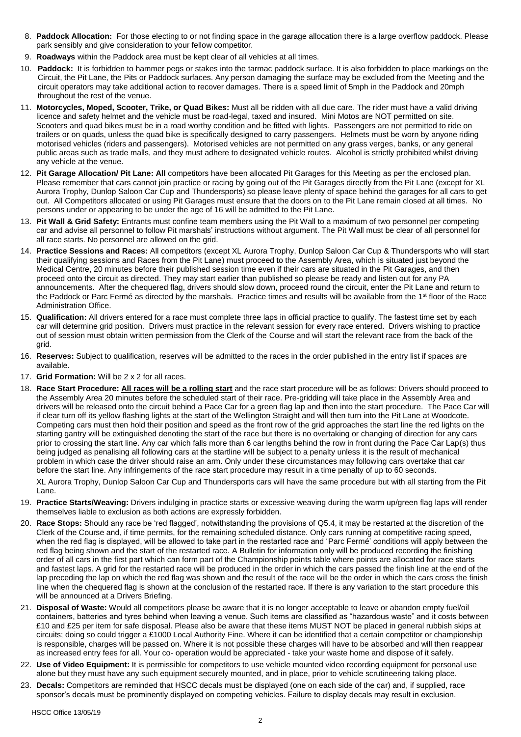8. **Paddock Allocation:** For those electing to or not finding space in the garage allocation there is a large overflow paddock. Please park sensibly and give consideration to your fellow competitor.
9. **Roadways** within the Paddock area must be kept clear of all vehicles at all times.
10. **Paddock:** It is forbidden to hammer pegs or stakes into the tarmac paddock surface. It is also forbidden to place markings on the Circuit, the Pit Lane, the Pits or Paddock surfaces. Any person damaging the surface may be excluded from the Meeting and the circuit operators may take additional action to recover damages. There is a speed limit of 5mph in the Paddock and 20mph throughout the rest of the venue.
11. **Motorcycles, Moped, Scooter, Trike, or Quad Bikes:** Must all be ridden with all due care. The rider must have a valid driving licence and safety helmet and the vehicle must be road-legal, taxed and insured. Mini Motos are NOT permitted on site. Scooters and quad bikes must be in a road worthy condition and be fitted with lights. Passengers are not permitted to ride on trailers or on quads, unless the quad bike is specifically designed to carry passengers. Helmets must be worn by anyone riding motorised vehicles (riders and passengers). Motorised vehicles are not permitted on any grass verges, banks, or any general public areas such as trade malls, and they must adhere to designated vehicle routes. Alcohol is strictly prohibited whilst driving any vehicle at the venue.
12. **Pit Garage Allocation/ Pit Lane: All** competitors have been allocated Pit Garages for this Meeting as per the enclosed plan. Please remember that cars cannot join practice or racing by going out of the Pit Garages directly from the Pit Lane (except for XL Aurora Trophy, Dunlop Saloon Car Cup and Thundersports) so please leave plenty of space behind the garages for all cars to get out. All Competitors allocated or using Pit Garages must ensure that the doors on to the Pit Lane remain closed at all times. No persons under or appearing to be under the age of 16 will be admitted to the Pit Lane.
13. **Pit Wall & Grid Safety:** Entrants must confine team members using the Pit Wall to a maximum of two personnel per competing car and advise all personnel to follow Pit marshals' instructions without argument. The Pit Wall must be clear of all personnel for all race starts. No personnel are allowed on the grid.
14. **Practice Sessions and Races:** All competitors (except XL Aurora Trophy, Dunlop Saloon Car Cup & Thundersports who will start their qualifying sessions and Races from the Pit Lane) must proceed to the Assembly Area, which is situated just beyond the Medical Centre, 20 minutes before their published session time even if their cars are situated in the Pit Garages, and then proceed onto the circuit as directed. They may start earlier than published so please be ready and listen out for any PA announcements. After the chequered flag, drivers should slow down, proceed round the circuit, enter the Pit Lane and return to the Paddock or Parc Fermé as directed by the marshals. Practice times and results will be available from the 1st floor of the Race Administration Office.
15. **Qualification:** All drivers entered for a race must complete three laps in official practice to qualify. The fastest time set by each car will determine grid position. Drivers must practice in the relevant session for every race entered. Drivers wishing to practice out of session must obtain written permission from the Clerk of the Course and will start the relevant race from the back of the grid.
16. **Reserves:** Subject to qualification, reserves will be admitted to the races in the order published in the entry list if spaces are available.
17. **Grid Formation:** Will be 2 x 2 for all races.
18. **Race Start Procedure: <u>All races will be a rolling start</u>** and the race start procedure will be as follows: Drivers should proceed to the Assembly Area 20 minutes before the scheduled start of their race. Pre-gridding will take place in the Assembly Area and drivers will be released onto the circuit behind a Pace Car for a green flag lap and then into the start procedure. The Pace Car will if clear turn off its yellow flashing lights at the start of the Wellington Straight and will then turn into the Pit Lane at Woodcote. Competing cars must then hold their position and speed as the front row of the grid approaches the start line the red lights on the starting gantry will be extinguished denoting the start of the race but there is no overtaking or changing of direction for any cars prior to crossing the start line. Any car which falls more than 6 car lengths behind the row in front during the Pace Car Lap(s) thus being judged as penalising all following cars at the startline will be subject to a penalty unless it is the result of mechanical problem in which case the driver should raise an arm. Only under these circumstances may following cars overtake that car before the start line. Any infringements of the race start procedure may result in a time penalty of up to 60 seconds.

    XL Aurora Trophy, Dunlop Saloon Car Cup and Thundersports cars will have the same procedure but with all starting from the Pit Lane.
19. **Practice Starts/Weaving:** Drivers indulging in practice starts or excessive weaving during the warm up/green flag laps will render themselves liable to exclusion as both actions are expressly forbidden.
20. **Race Stops:** Should any race be 'red flagged', notwithstanding the provisions of Q5.4, it may be restarted at the discretion of the Clerk of the Course and, if time permits, for the remaining scheduled distance. Only cars running at competitive racing speed, when the red flag is displayed, will be allowed to take part in the restarted race and 'Parc Fermé' conditions will apply between the red flag being shown and the start of the restarted race. A Bulletin for information only will be produced recording the finishing order of all cars in the first part which can form part of the Championship points table where points are allocated for race starts and fastest laps. A grid for the restarted race will be produced in the order in which the cars passed the finish line at the end of the lap preceding the lap on which the red flag was shown and the result of the race will be the order in which the cars cross the finish line when the chequered flag is shown at the conclusion of the restarted race. If there is any variation to the start procedure this will be announced at a Drivers Briefing.
21. **Disposal of Waste:** Would all competitors please be aware that it is no longer acceptable to leave or abandon empty fuel/oil containers, batteries and tyres behind when leaving a venue. Such items are classified as "hazardous waste" and it costs between £10 and £25 per item for safe disposal. Please also be aware that these items MUST NOT be placed in general rubbish skips at circuits; doing so could trigger a £1000 Local Authority Fine. Where it can be identified that a certain competitor or championship is responsible, charges will be passed on. Where it is not possible these charges will have to be absorbed and will then reappear as increased entry fees for all. Your co- operation would be appreciated - take your waste home and dispose of it safely.
22. **Use of Video Equipment:** It is permissible for competitors to use vehicle mounted video recording equipment for personal use alone but they must have any such equipment securely mounted, and in place, prior to vehicle scrutineering taking place.
23. **Decals:** Competitors are reminded that HSCC decals must be displayed (one on each side of the car) and, if supplied, race sponsor's decals must be prominently displayed on competing vehicles. Failure to display decals may result in exclusion.

HSCC Office 13/05/19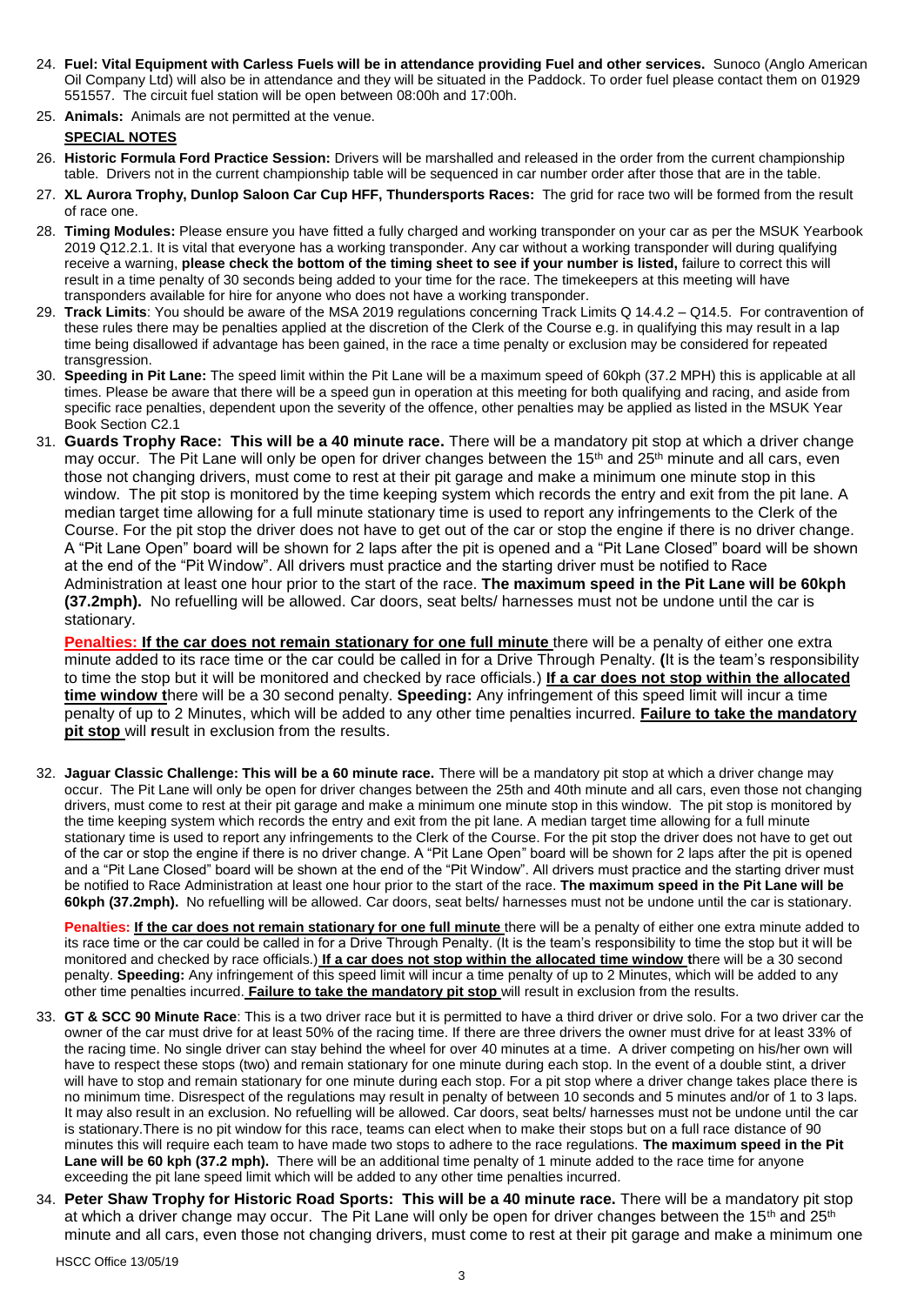24. **Fuel: Vital Equipment with Carless Fuels will be in attendance providing Fuel and other services.** Sunoco (Anglo American Oil Company Ltd) will also be in attendance and they will be situated in the Paddock. To order fuel please contact them on 01929 551557. The circuit fuel station will be open between 08:00h and 17:00h.
25. **Animals:** Animals are not permitted at the venue.

**SPECIAL NOTES**

26. **Historic Formula Ford Practice Session:** Drivers will be marshalled and released in the order from the current championship table. Drivers not in the current championship table will be sequenced in car number order after those that are in the table.
27. **XL Aurora Trophy, Dunlop Saloon Car Cup HFF, Thundersports Races:** The grid for race two will be formed from the result of race one.
28. **Timing Modules:** Please ensure you have fitted a fully charged and working transponder on your car as per the MSUK Yearbook 2019 Q12.2.1. It is vital that everyone has a working transponder. Any car without a working transponder will during qualifying receive a warning, **please check the bottom of the timing sheet to see if your number is listed,** failure to correct this will result in a time penalty of 30 seconds being added to your time for the race. The timekeepers at this meeting will have transponders available for hire for anyone who does not have a working transponder.
29. **Track Limits**: You should be aware of the MSA 2019 regulations concerning Track Limits Q 14.4.2 – Q14.5. For contravention of these rules there may be penalties applied at the discretion of the Clerk of the Course e.g. in qualifying this may result in a lap time being disallowed if advantage has been gained, in the race a time penalty or exclusion may be considered for repeated transgression.
30. **Speeding in Pit Lane:** The speed limit within the Pit Lane will be a maximum speed of 60kph (37.2 MPH) this is applicable at all times. Please be aware that there will be a speed gun in operation at this meeting for both qualifying and racing, and aside from specific race penalties, dependent upon the severity of the offence, other penalties may be applied as listed in the MSUK Year Book Section C2.1
31. **Guards Trophy Race: This will be a 40 minute race.** There will be a mandatory pit stop at which a driver change may occur. The Pit Lane will only be open for driver changes between the 15th and 25th minute and all cars, even those not changing drivers, must come to rest at their pit garage and make a minimum one minute stop in this window. The pit stop is monitored by the time keeping system which records the entry and exit from the pit lane. A median target time allowing for a full minute stationary time is used to report any infringements to the Clerk of the Course. For the pit stop the driver does not have to get out of the car or stop the engine if there is no driver change. A "Pit Lane Open" board will be shown for 2 laps after the pit is opened and a "Pit Lane Closed" board will be shown at the end of the "Pit Window". All drivers must practice and the starting driver must be notified to Race Administration at least one hour prior to the start of the race. **The maximum speed in the Pit Lane will be 60kph (37.2mph).** No refuelling will be allowed. Car doors, seat belts/ harnesses must not be undone until the car is stationary.

    **Penalties: If the car does not remain stationary for one full minute** there will be a penalty of either one extra minute added to its race time or the car could be called in for a Drive Through Penalty. **(**It is the team's responsibility to time the stop but it will be monitored and checked by race officials.) **If a car does not stop within the allocated time window t**here will be a 30 second penalty. **Speeding:** Any infringement of this speed limit will incur a time penalty of up to 2 Minutes, which will be added to any other time penalties incurred. **Failure to take the mandatory pit stop** will **r**esult in exclusion from the results.

32. **Jaguar Classic Challenge: This will be a 60 minute race.** There will be a mandatory pit stop at which a driver change may occur. The Pit Lane will only be open for driver changes between the 25th and 40th minute and all cars, even those not changing drivers, must come to rest at their pit garage and make a minimum one minute stop in this window. The pit stop is monitored by the time keeping system which records the entry and exit from the pit lane. A median target time allowing for a full minute stationary time is used to report any infringements to the Clerk of the Course. For the pit stop the driver does not have to get out of the car or stop the engine if there is no driver change. A "Pit Lane Open" board will be shown for 2 laps after the pit is opened and a "Pit Lane Closed" board will be shown at the end of the "Pit Window". All drivers must practice and the starting driver must be notified to Race Administration at least one hour prior to the start of the race. **The maximum speed in the Pit Lane will be 60kph (37.2mph).** No refuelling will be allowed. Car doors, seat belts/ harnesses must not be undone until the car is stationary.

    **Penalties: If the car does not remain stationary for one full minute** there will be a penalty of either one extra minute added to its race time or the car could be called in for a Drive Through Penalty. (It is the team's responsibility to time the stop but it will be monitored and checked by race officials.) **If a car does not stop within the allocated time window t**here will be a 30 second penalty. **Speeding:** Any infringement of this speed limit will incur a time penalty of up to 2 Minutes, which will be added to any other time penalties incurred. **Failure to take the mandatory pit stop** will result in exclusion from the results.

33. **GT & SCC 90 Minute Race**: This is a two driver race but it is permitted to have a third driver or drive solo. For a two driver car the owner of the car must drive for at least 50% of the racing time. If there are three drivers the owner must drive for at least 33% of the racing time. No single driver can stay behind the wheel for over 40 minutes at a time. A driver competing on his/her own will have to respect these stops (two) and remain stationary for one minute during each stop. In the event of a double stint, a driver will have to stop and remain stationary for one minute during each stop. For a pit stop where a driver change takes place there is no minimum time. Disrespect of the regulations may result in penalty of between 10 seconds and 5 minutes and/or of 1 to 3 laps. It may also result in an exclusion. No refuelling will be allowed. Car doors, seat belts/ harnesses must not be undone until the car is stationary.There is no pit window for this race, teams can elect when to make their stops but on a full race distance of 90 minutes this will require each team to have made two stops to adhere to the race regulations. **The maximum speed in the Pit Lane will be 60 kph (37.2 mph).** There will be an additional time penalty of 1 minute added to the race time for anyone exceeding the pit lane speed limit which will be added to any other time penalties incurred.
34. **Peter Shaw Trophy for Historic Road Sports: This will be a 40 minute race.** There will be a mandatory pit stop at which a driver change may occur. The Pit Lane will only be open for driver changes between the 15th and 25th minute and all cars, even those not changing drivers, must come to rest at their pit garage and make a minimum one

HSCC Office 13/05/19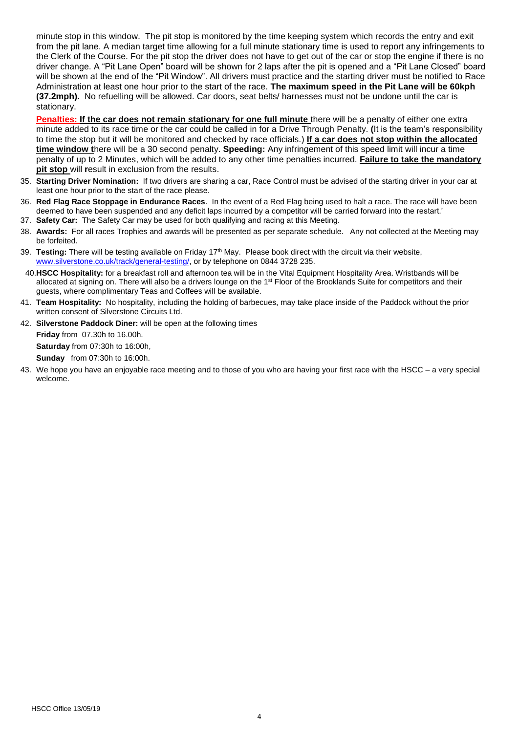minute stop in this window. The pit stop is monitored by the time keeping system which records the entry and exit from the pit lane. A median target time allowing for a full minute stationary time is used to report any infringements to the Clerk of the Course. For the pit stop the driver does not have to get out of the car or stop the engine if there is no driver change. A "Pit Lane Open" board will be shown for 2 laps after the pit is opened and a "Pit Lane Closed" board will be shown at the end of the "Pit Window". All drivers must practice and the starting driver must be notified to Race Administration at least one hour prior to the start of the race. **The maximum speed in the Pit Lane will be 60kph (37.2mph).** No refuelling will be allowed. Car doors, seat belts/ harnesses must not be undone until the car is stationary.

**Penalties:** **If the car does not remain stationary for one full minute** there will be a penalty of either one extra minute added to its race time or the car could be called in for a Drive Through Penalty. **(**It is the team's responsibility to time the stop but it will be monitored and checked by race officials.) **If a car does not stop within the allocated time window t**here will be a 30 second penalty. **Speeding:** Any infringement of this speed limit will incur a time penalty of up to 2 Minutes, which will be added to any other time penalties incurred. **Failure to take the mandatory pit stop** will **r**esult in exclusion from the results.

35. **Starting Driver Nomination:** If two drivers are sharing a car, Race Control must be advised of the starting driver in your car at least one hour prior to the start of the race please.
36. **Red Flag Race Stoppage in Endurance Races**. In the event of a Red Flag being used to halt a race. The race will have been deemed to have been suspended and any deficit laps incurred by a competitor will be carried forward into the restart.'
37. **Safety Car:** The Safety Car may be used for both qualifying and racing at this Meeting.
38. **Awards:** For all races Trophies and awards will be presented as per separate schedule. Any not collected at the Meeting may be forfeited.
39. **Testing:** There will be testing available on Friday 17th May. Please book direct with the circuit via their website, www.silverstone.co.uk/track/general-testing/, or by telephone on 0844 3728 235.
40. **HSCC Hospitality:** for a breakfast roll and afternoon tea will be in the Vital Equipment Hospitality Area. Wristbands will be allocated at signing on. There will also be a drivers lounge on the 1st Floor of the Brooklands Suite for competitors and their guests, where complimentary Teas and Coffees will be available.
41. **Team Hospitality:** No hospitality, including the holding of barbecues, may take place inside of the Paddock without the prior written consent of Silverstone Circuits Ltd.
42. **Silverstone Paddock Diner:** will be open at the following times

    **Friday** from 07.30h to 16.00h.

    **Saturday** from 07:30h to 16:00h,

    **Sunday** from 07:30h to 16:00h.
43. We hope you have an enjoyable race meeting and to those of you who are having your first race with the HSCC – a very special welcome.

HSCC Office 13/05/19